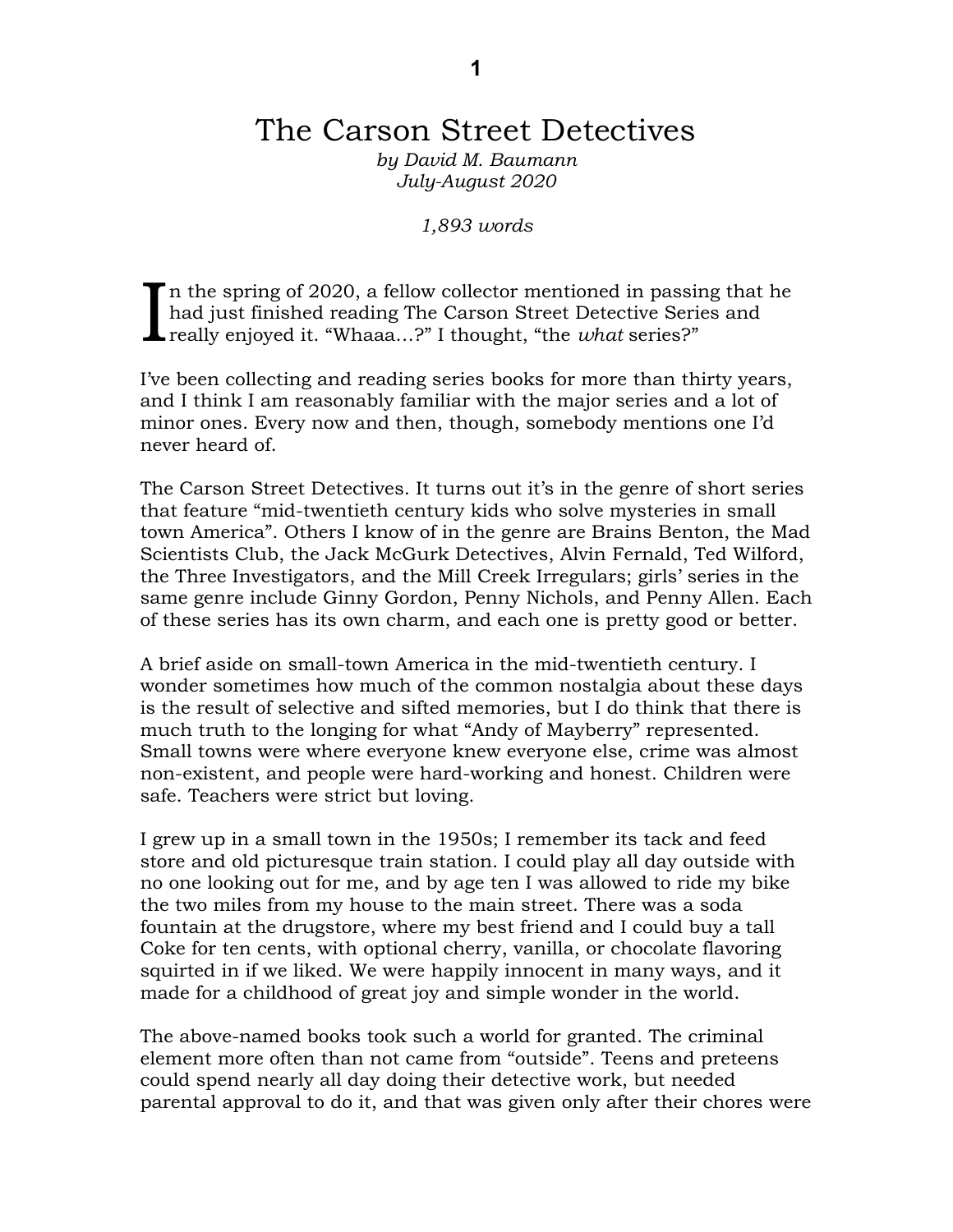# The Carson Street Detectives

*by David M. Baumann*
*July-August 2020*

*1,893 words*

In the spring of 2020, a fellow collector mentioned in passing that he had just finished reading The Carson Street Detective Series and really enjoyed it. "Whaaa…?" I thought, "the *what* series?"

I've been collecting and reading series books for more than thirty years, and I think I am reasonably familiar with the major series and a lot of minor ones. Every now and then, though, somebody mentions one I'd never heard of.

The Carson Street Detectives. It turns out it's in the genre of short series that feature "mid-twentieth century kids who solve mysteries in small town America". Others I know of in the genre are Brains Benton, the Mad Scientists Club, the Jack McGurk Detectives, Alvin Fernald, Ted Wilford, the Three Investigators, and the Mill Creek Irregulars; girls' series in the same genre include Ginny Gordon, Penny Nichols, and Penny Allen. Each of these series has its own charm, and each one is pretty good or better.

A brief aside on small-town America in the mid-twentieth century. I wonder sometimes how much of the common nostalgia about these days is the result of selective and sifted memories, but I do think that there is much truth to the longing for what "Andy of Mayberry" represented. Small towns were where everyone knew everyone else, crime was almost non-existent, and people were hard-working and honest. Children were safe. Teachers were strict but loving.

I grew up in a small town in the 1950s; I remember its tack and feed store and old picturesque train station. I could play all day outside with no one looking out for me, and by age ten I was allowed to ride my bike the two miles from my house to the main street. There was a soda fountain at the drugstore, where my best friend and I could buy a tall Coke for ten cents, with optional cherry, vanilla, or chocolate flavoring squirted in if we liked. We were happily innocent in many ways, and it made for a childhood of great joy and simple wonder in the world.

The above-named books took such a world for granted. The criminal element more often than not came from "outside". Teens and preteens could spend nearly all day doing their detective work, but needed parental approval to do it, and that was given only after their chores were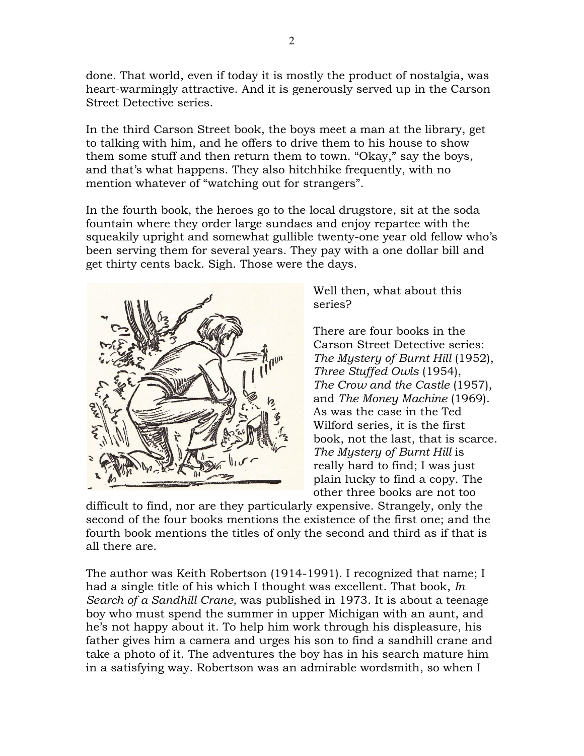done. That world, even if today it is mostly the product of nostalgia, was heart-warmingly attractive. And it is generously served up in the Carson Street Detective series.

In the third Carson Street book, the boys meet a man at the library, get to talking with him, and he offers to drive them to his house to show them some stuff and then return them to town. "Okay," say the boys, and that's what happens. They also hitchhike frequently, with no mention whatever of "watching out for strangers".

In the fourth book, the heroes go to the local drugstore, sit at the soda fountain where they order large sundaes and enjoy repartee with the squeakily upright and somewhat gullible twenty-one year old fellow who's been serving them for several years. They pay with a one dollar bill and get thirty cents back. Sigh. Those were the days.

Well then, what about this series?

There are four books in the Carson Street Detective series: *The Mystery of Burnt Hill* (1952), *Three Stuffed Owls* (1954), *The Crow and the Castle* (1957), and *The Money Machine* (1969). As was the case in the Ted Wilford series, it is the first book, not the last, that is scarce. *The Mystery of Burnt Hill* is really hard to find; I was just plain lucky to find a copy. The other three books are not too difficult to find, nor are they particularly expensive. Strangely, only the second of the four books mentions the existence of the first one; and the fourth book mentions the titles of only the second and third as if that is all there are.

The author was Keith Robertson (1914-1991). I recognized that name; I had a single title of his which I thought was excellent. That book, *In Search of a Sandhill Crane,* was published in 1973. It is about a teenage boy who must spend the summer in upper Michigan with an aunt, and he's not happy about it. To help him work through his displeasure, his father gives him a camera and urges his son to find a sandhill crane and take a photo of it. The adventures the boy has in his search mature him in a satisfying way. Robertson was an admirable wordsmith, so when I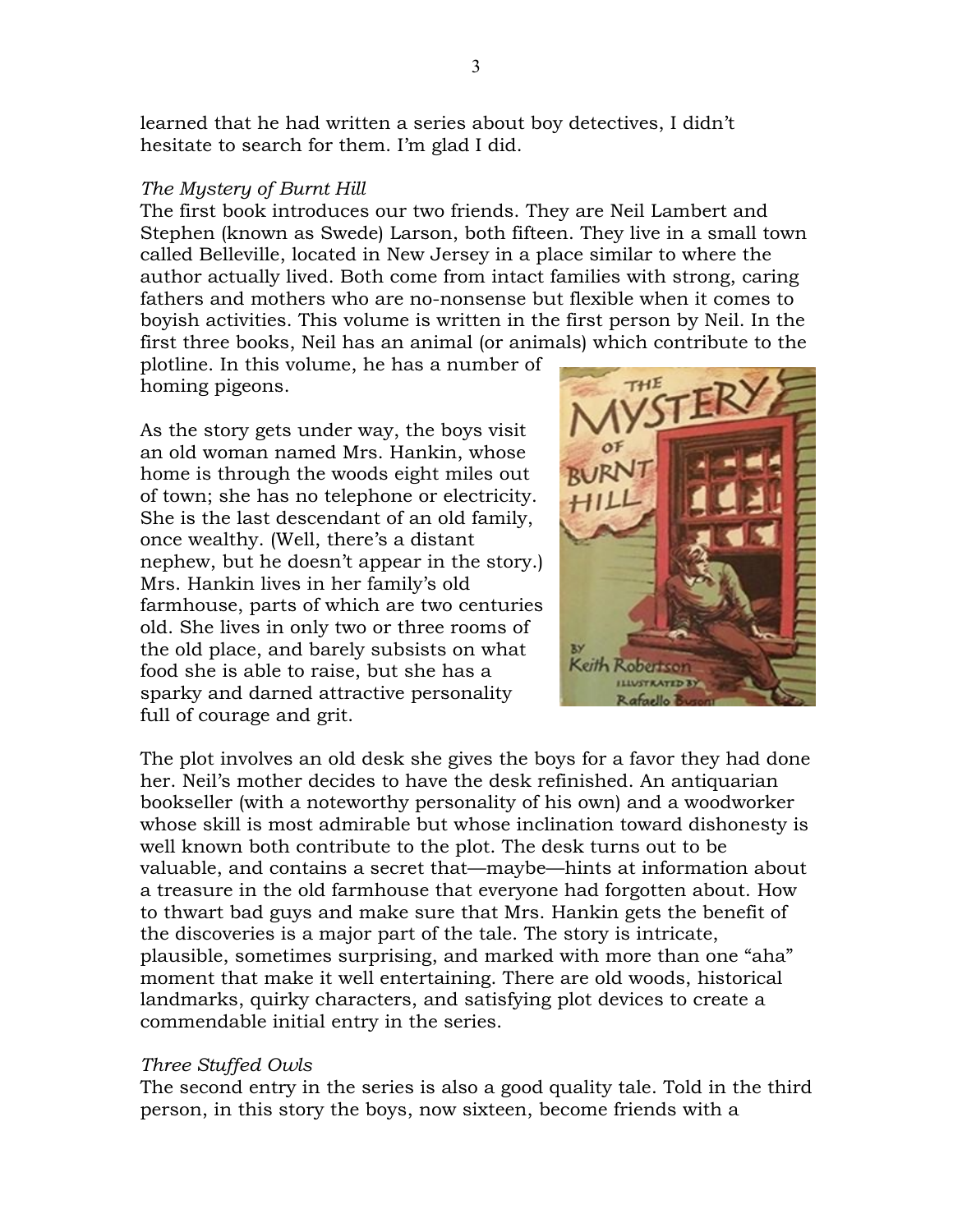learned that he had written a series about boy detectives, I didn't hesitate to search for them. I'm glad I did.

*The Mystery of Burnt Hill*

The first book introduces our two friends. They are Neil Lambert and Stephen (known as Swede) Larson, both fifteen. They live in a small town called Belleville, located in New Jersey in a place similar to where the author actually lived. Both come from intact families with strong, caring fathers and mothers who are no-nonsense but flexible when it comes to boyish activities. This volume is written in the first person by Neil. In the first three books, Neil has an animal (or animals) which contribute to the plotline. In this volume, he has a number of homing pigeons.

As the story gets under way, the boys visit an old woman named Mrs. Hankin, whose home is through the woods eight miles out of town; she has no telephone or electricity. She is the last descendant of an old family, once wealthy. (Well, there's a distant nephew, but he doesn't appear in the story.) Mrs. Hankin lives in her family's old farmhouse, parts of which are two centuries old. She lives in only two or three rooms of the old place, and barely subsists on what food she is able to raise, but she has a sparky and darned attractive personality full of courage and grit.

The plot involves an old desk she gives the boys for a favor they had done her. Neil's mother decides to have the desk refinished. An antiquarian bookseller (with a noteworthy personality of his own) and a woodworker whose skill is most admirable but whose inclination toward dishonesty is well known both contribute to the plot. The desk turns out to be valuable, and contains a secret that—maybe—hints at information about a treasure in the old farmhouse that everyone had forgotten about. How to thwart bad guys and make sure that Mrs. Hankin gets the benefit of the discoveries is a major part of the tale. The story is intricate, plausible, sometimes surprising, and marked with more than one "aha" moment that make it well entertaining. There are old woods, historical landmarks, quirky characters, and satisfying plot devices to create a commendable initial entry in the series.

*Three Stuffed Owls*

The second entry in the series is also a good quality tale. Told in the third person, in this story the boys, now sixteen, become friends with a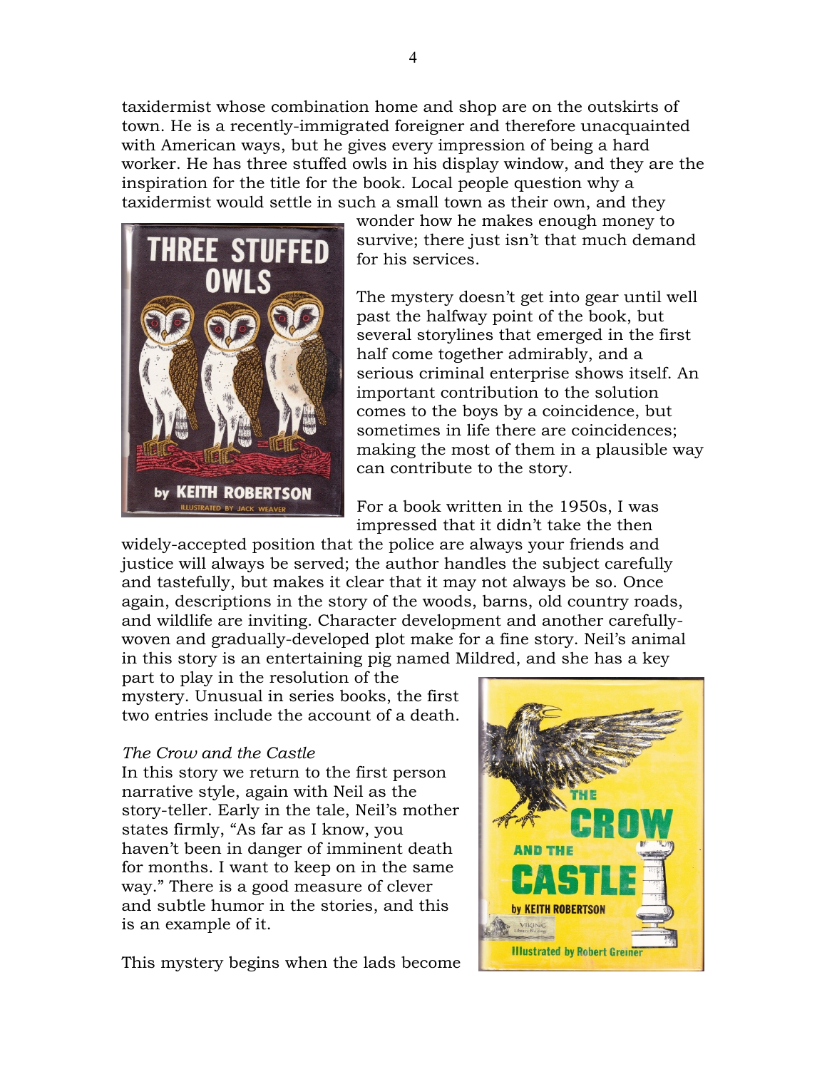taxidermist whose combination home and shop are on the outskirts of town. He is a recently-immigrated foreigner and therefore unacquainted with American ways, but he gives every impression of being a hard worker. He has three stuffed owls in his display window, and they are the inspiration for the title for the book. Local people question why a taxidermist would settle in such a small town as their own, and they wonder how he makes enough money to survive; there just isn't that much demand for his services.

The mystery doesn't get into gear until well past the halfway point of the book, but several storylines that emerged in the first half come together admirably, and a serious criminal enterprise shows itself. An important contribution to the solution comes to the boys by a coincidence, but sometimes in life there are coincidences; making the most of them in a plausible way can contribute to the story.

For a book written in the 1950s, I was impressed that it didn't take the then widely-accepted position that the police are always your friends and justice will always be served; the author handles the subject carefully and tastefully, but makes it clear that it may not always be so. Once again, descriptions in the story of the woods, barns, old country roads, and wildlife are inviting. Character development and another carefully-woven and gradually-developed plot make for a fine story. Neil's animal in this story is an entertaining pig named Mildred, and she has a key part to play in the resolution of the mystery. Unusual in series books, the first two entries include the account of a death.

*The Crow and the Castle*

In this story we return to the first person narrative style, again with Neil as the story-teller. Early in the tale, Neil's mother states firmly, "As far as I know, you haven't been in danger of imminent death for months. I want to keep on in the same way." There is a good measure of clever and subtle humor in the stories, and this is an example of it.

This mystery begins when the lads become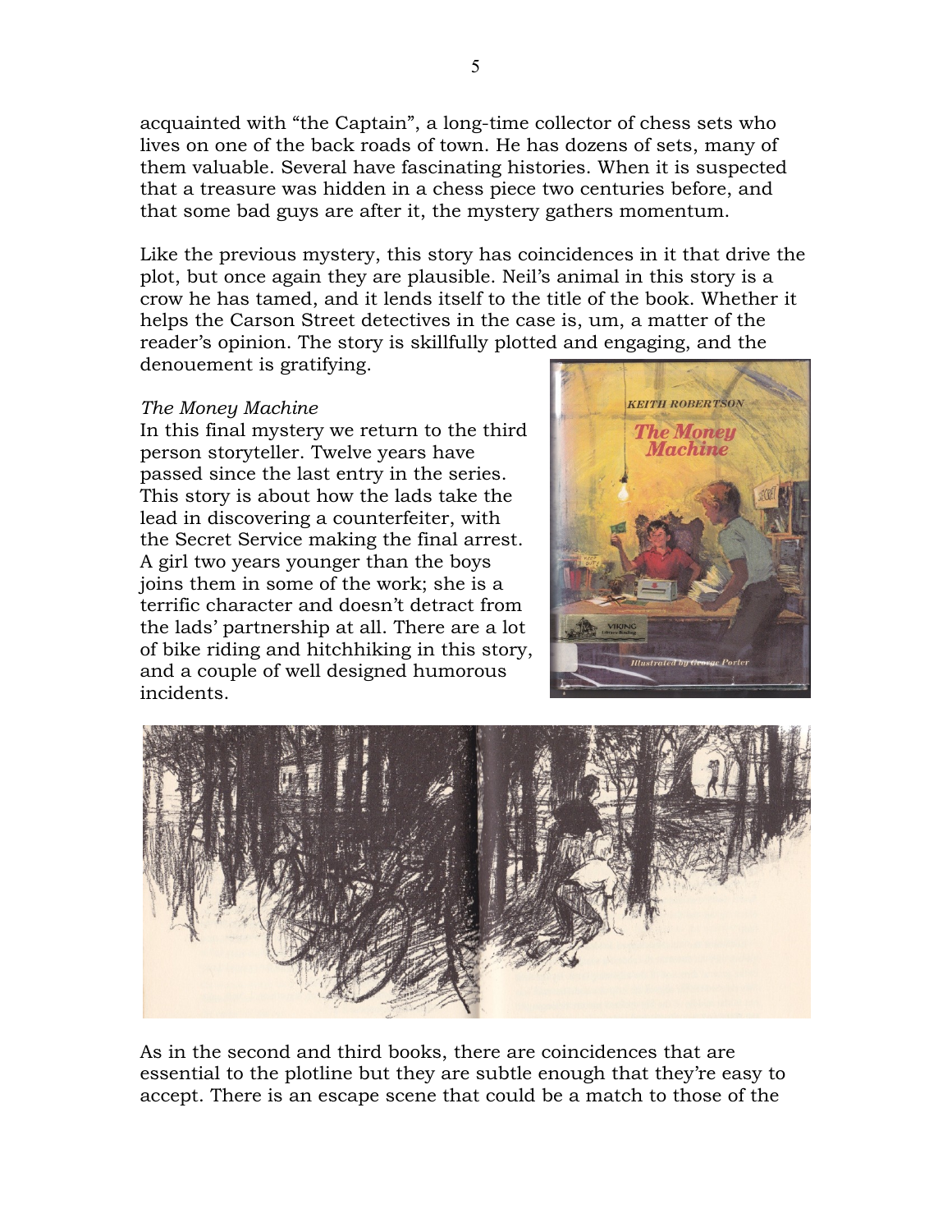acquainted with "the Captain", a long-time collector of chess sets who lives on one of the back roads of town. He has dozens of sets, many of them valuable. Several have fascinating histories. When it is suspected that a treasure was hidden in a chess piece two centuries before, and that some bad guys are after it, the mystery gathers momentum.

Like the previous mystery, this story has coincidences in it that drive the plot, but once again they are plausible. Neil's animal in this story is a crow he has tamed, and it lends itself to the title of the book. Whether it helps the Carson Street detectives in the case is, um, a matter of the reader's opinion. The story is skillfully plotted and engaging, and the denouement is gratifying.

*The Money Machine*

In this final mystery we return to the third person storyteller. Twelve years have passed since the last entry in the series. This story is about how the lads take the lead in discovering a counterfeiter, with the Secret Service making the final arrest. A girl two years younger than the boys joins them in some of the work; she is a terrific character and doesn't detract from the lads' partnership at all. There are a lot of bike riding and hitchhiking in this story, and a couple of well designed humorous incidents.

As in the second and third books, there are coincidences that are essential to the plotline but they are subtle enough that they're easy to accept. There is an escape scene that could be a match to those of the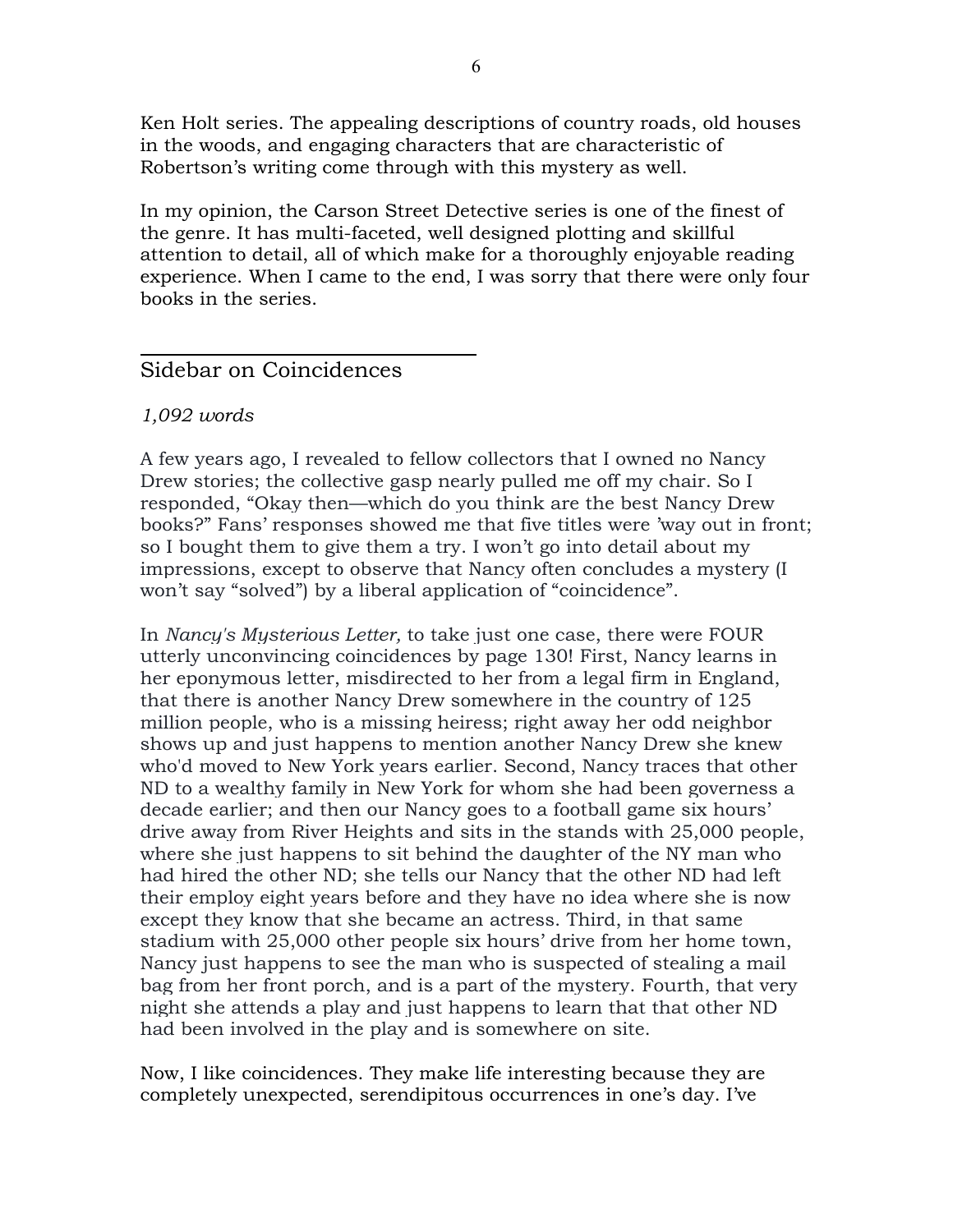Ken Holt series. The appealing descriptions of country roads, old houses in the woods, and engaging characters that are characteristic of Robertson's writing come through with this mystery as well.

In my opinion, the Carson Street Detective series is one of the finest of the genre. It has multi-faceted, well designed plotting and skillful attention to detail, all of which make for a thoroughly enjoyable reading experience. When I came to the end, I was sorry that there were only four books in the series.

---

## Sidebar on Coincidences

*1,092 words*

A few years ago, I revealed to fellow collectors that I owned no Nancy Drew stories; the collective gasp nearly pulled me off my chair. So I responded, "Okay then—which do you think are the best Nancy Drew books?" Fans' responses showed me that five titles were 'way out in front; so I bought them to give them a try. I won't go into detail about my impressions, except to observe that Nancy often concludes a mystery (I won't say "solved") by a liberal application of "coincidence".

In *Nancy's Mysterious Letter,* to take just one case, there were FOUR utterly unconvincing coincidences by page 130! First, Nancy learns in her eponymous letter, misdirected to her from a legal firm in England, that there is another Nancy Drew somewhere in the country of 125 million people, who is a missing heiress; right away her odd neighbor shows up and just happens to mention another Nancy Drew she knew who'd moved to New York years earlier. Second, Nancy traces that other ND to a wealthy family in New York for whom she had been governess a decade earlier; and then our Nancy goes to a football game six hours' drive away from River Heights and sits in the stands with 25,000 people, where she just happens to sit behind the daughter of the NY man who had hired the other ND; she tells our Nancy that the other ND had left their employ eight years before and they have no idea where she is now except they know that she became an actress. Third, in that same stadium with 25,000 other people six hours' drive from her home town, Nancy just happens to see the man who is suspected of stealing a mail bag from her front porch, and is a part of the mystery. Fourth, that very night she attends a play and just happens to learn that that other ND had been involved in the play and is somewhere on site.

Now, I like coincidences. They make life interesting because they are completely unexpected, serendipitous occurrences in one's day. I've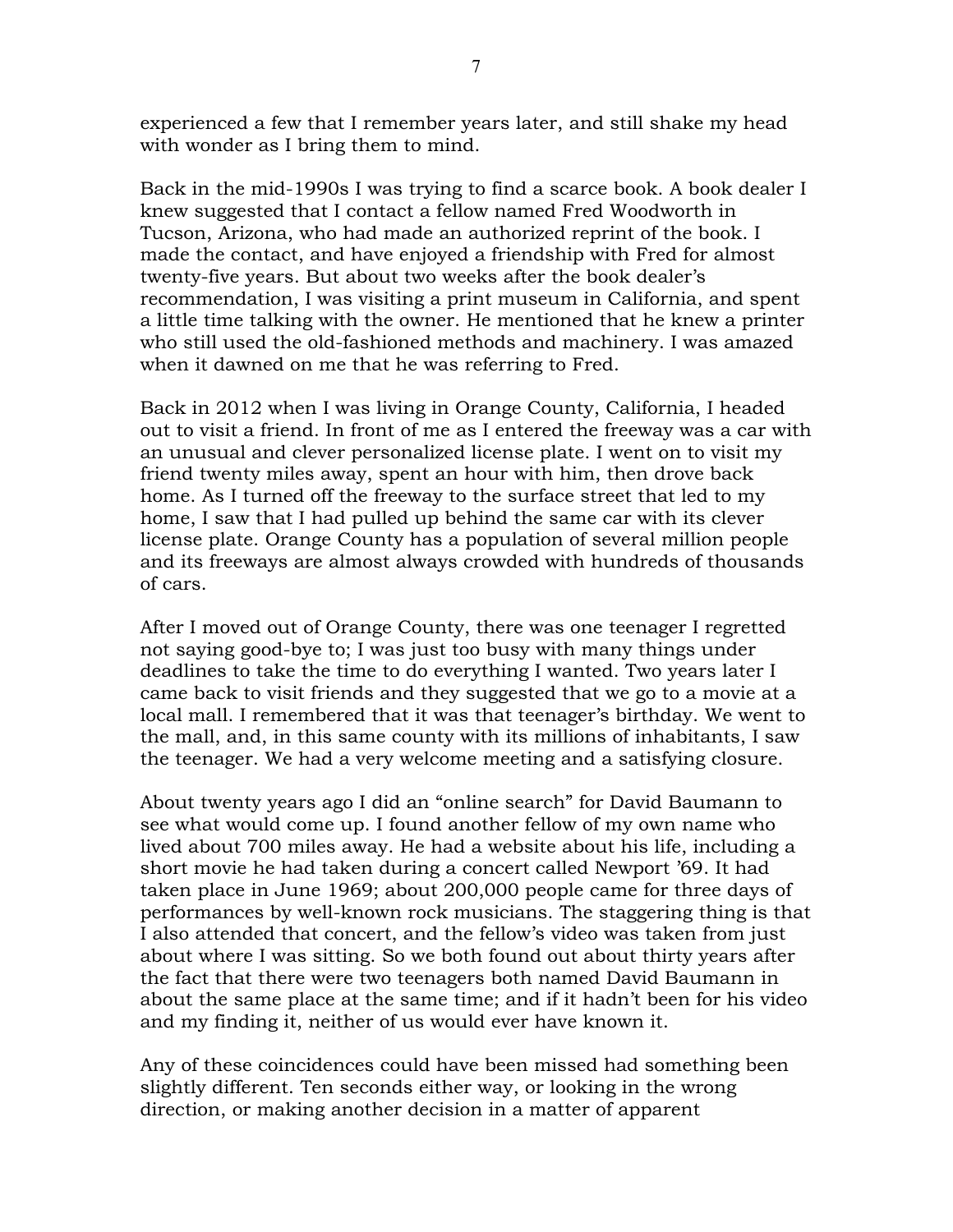experienced a few that I remember years later, and still shake my head with wonder as I bring them to mind.

Back in the mid-1990s I was trying to find a scarce book. A book dealer I knew suggested that I contact a fellow named Fred Woodworth in Tucson, Arizona, who had made an authorized reprint of the book. I made the contact, and have enjoyed a friendship with Fred for almost twenty-five years. But about two weeks after the book dealer's recommendation, I was visiting a print museum in California, and spent a little time talking with the owner. He mentioned that he knew a printer who still used the old-fashioned methods and machinery. I was amazed when it dawned on me that he was referring to Fred.

Back in 2012 when I was living in Orange County, California, I headed out to visit a friend. In front of me as I entered the freeway was a car with an unusual and clever personalized license plate. I went on to visit my friend twenty miles away, spent an hour with him, then drove back home. As I turned off the freeway to the surface street that led to my home, I saw that I had pulled up behind the same car with its clever license plate. Orange County has a population of several million people and its freeways are almost always crowded with hundreds of thousands of cars.

After I moved out of Orange County, there was one teenager I regretted not saying good-bye to; I was just too busy with many things under deadlines to take the time to do everything I wanted. Two years later I came back to visit friends and they suggested that we go to a movie at a local mall. I remembered that it was that teenager's birthday. We went to the mall, and, in this same county with its millions of inhabitants, I saw the teenager. We had a very welcome meeting and a satisfying closure.

About twenty years ago I did an "online search" for David Baumann to see what would come up. I found another fellow of my own name who lived about 700 miles away. He had a website about his life, including a short movie he had taken during a concert called Newport '69. It had taken place in June 1969; about 200,000 people came for three days of performances by well-known rock musicians. The staggering thing is that I also attended that concert, and the fellow's video was taken from just about where I was sitting. So we both found out about thirty years after the fact that there were two teenagers both named David Baumann in about the same place at the same time; and if it hadn't been for his video and my finding it, neither of us would ever have known it.

Any of these coincidences could have been missed had something been slightly different. Ten seconds either way, or looking in the wrong direction, or making another decision in a matter of apparent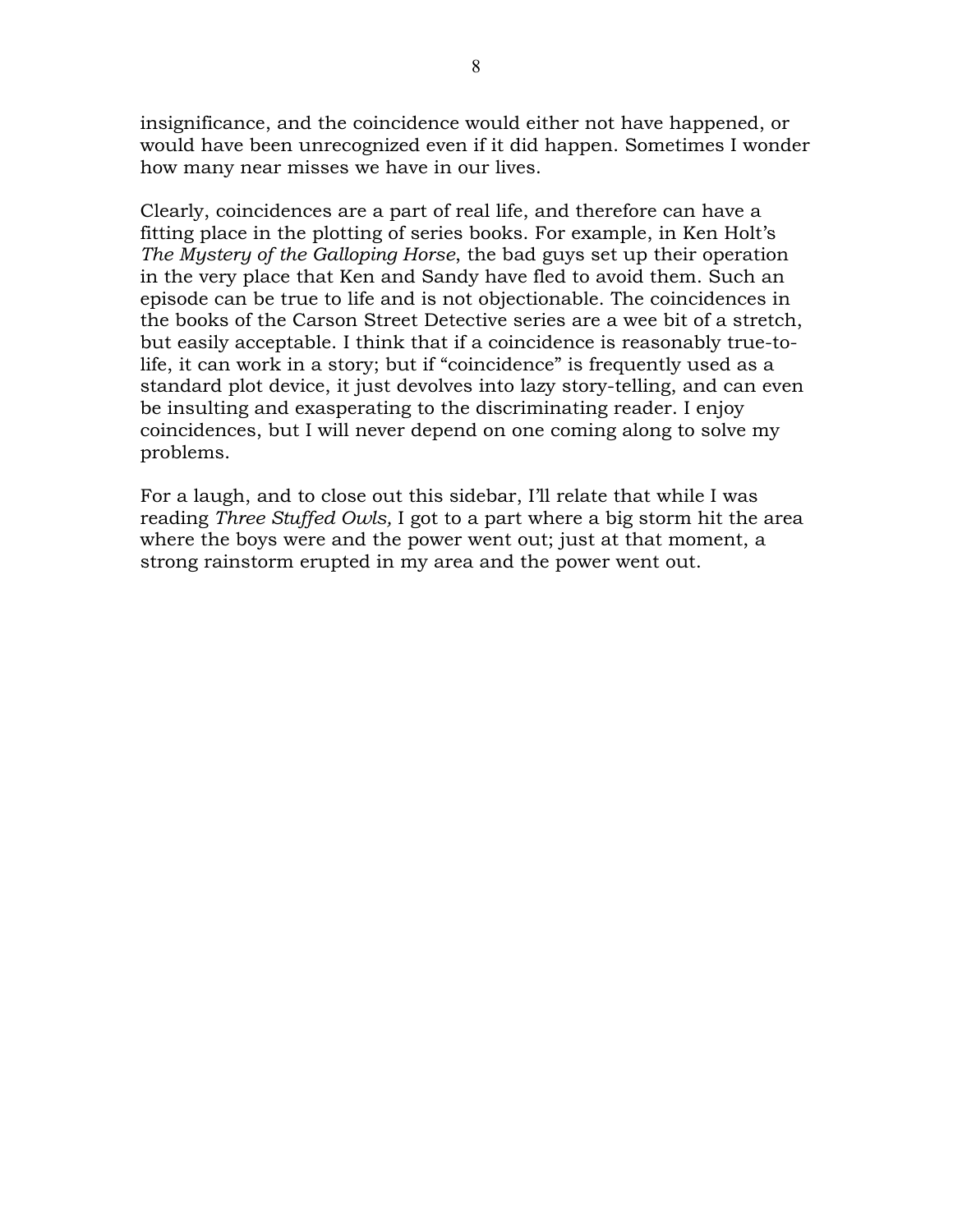insignificance, and the coincidence would either not have happened, or would have been unrecognized even if it did happen. Sometimes I wonder how many near misses we have in our lives.

Clearly, coincidences are a part of real life, and therefore can have a fitting place in the plotting of series books. For example, in Ken Holt's *The Mystery of the Galloping Horse*, the bad guys set up their operation in the very place that Ken and Sandy have fled to avoid them. Such an episode can be true to life and is not objectionable. The coincidences in the books of the Carson Street Detective series are a wee bit of a stretch, but easily acceptable. I think that if a coincidence is reasonably true-to-life, it can work in a story; but if "coincidence" is frequently used as a standard plot device, it just devolves into lazy story-telling, and can even be insulting and exasperating to the discriminating reader. I enjoy coincidences, but I will never depend on one coming along to solve my problems.

For a laugh, and to close out this sidebar, I'll relate that while I was reading *Three Stuffed Owls,* I got to a part where a big storm hit the area where the boys were and the power went out; just at that moment, a strong rainstorm erupted in my area and the power went out.